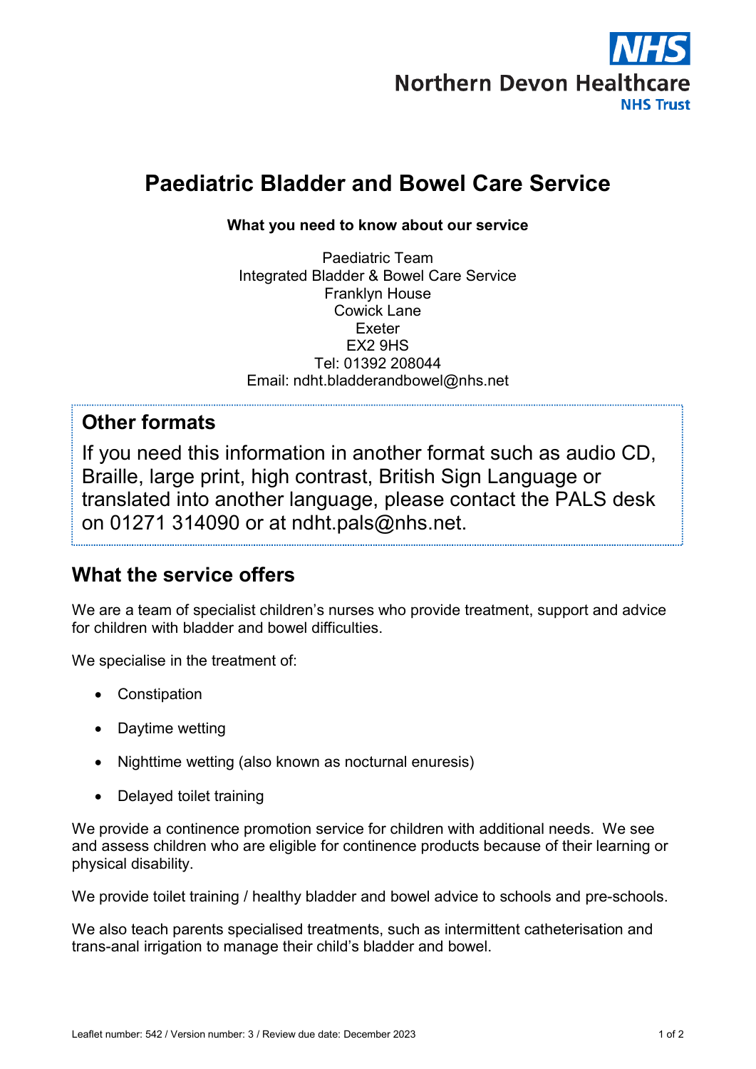Northern Devon Healthcare
NHS Trust

# Paediatric Bladder and Bowel Care Service

**What you need to know about our service**

Paediatric Team
Integrated Bladder & Bowel Care Service
Franklyn House
Cowick Lane
Exeter
EX2 9HS
Tel: 01392 208044
Email: ndht.bladderandbowel@nhs.net

## Other formats

If you need this information in another format such as audio CD, Braille, large print, high contrast, British Sign Language or translated into another language, please contact the PALS desk on 01271 314090 or at ndht.pals@nhs.net.

## What the service offers

We are a team of specialist children's nurses who provide treatment, support and advice for children with bladder and bowel difficulties.

We specialise in the treatment of:

- Constipation
- Daytime wetting
- Nighttime wetting (also known as nocturnal enuresis)
- Delayed toilet training

We provide a continence promotion service for children with additional needs. We see and assess children who are eligible for continence products because of their learning or physical disability.

We provide toilet training / healthy bladder and bowel advice to schools and pre-schools.

We also teach parents specialised treatments, such as intermittent catheterisation and trans-anal irrigation to manage their child's bladder and bowel.

Leaflet number: 542 / Version number: 3 / Review due date: December 2023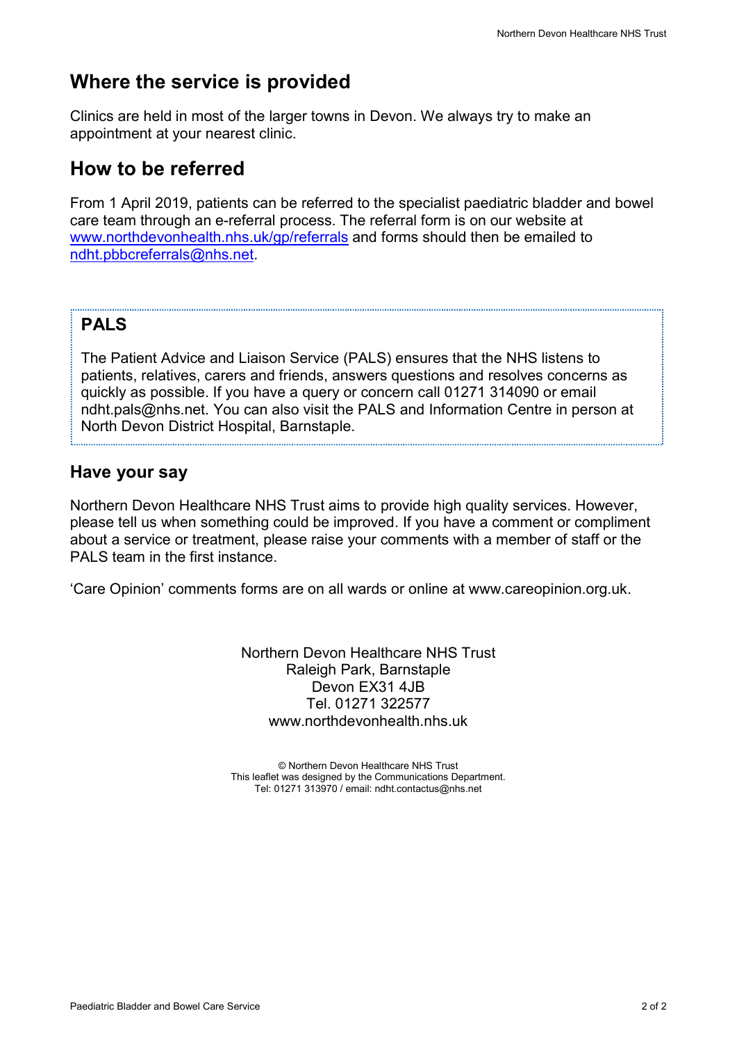## Where the service is provided

Clinics are held in most of the larger towns in Devon. We always try to make an appointment at your nearest clinic.

## How to be referred

From 1 April 2019, patients can be referred to the specialist paediatric bladder and bowel care team through an e-referral process. The referral form is on our website at [www.northdevonhealth.nhs.uk/gp/referrals](http://www.northdevonhealth.nhs.uk/gp/referrals) and forms should then be emailed to [ndht.pbbcreferrals@nhs.net](mailto:ndht.pbbcreferrals@nhs.net).

## PALS

The Patient Advice and Liaison Service (PALS) ensures that the NHS listens to patients, relatives, carers and friends, answers questions and resolves concerns as quickly as possible. If you have a query or concern call 01271 314090 or email ndht.pals@nhs.net. You can also visit the PALS and Information Centre in person at North Devon District Hospital, Barnstaple.

### Have your say

Northern Devon Healthcare NHS Trust aims to provide high quality services. However, please tell us when something could be improved. If you have a comment or compliment about a service or treatment, please raise your comments with a member of staff or the PALS team in the first instance.

'Care Opinion' comments forms are on all wards or online at www.careopinion.org.uk.

Northern Devon Healthcare NHS Trust
Raleigh Park, Barnstaple
Devon EX31 4JB
Tel. 01271 322577
www.northdevonhealth.nhs.uk

© Northern Devon Healthcare NHS Trust
This leaflet was designed by the Communications Department.
Tel: 01271 313970 / email: ndht.contactus@nhs.net